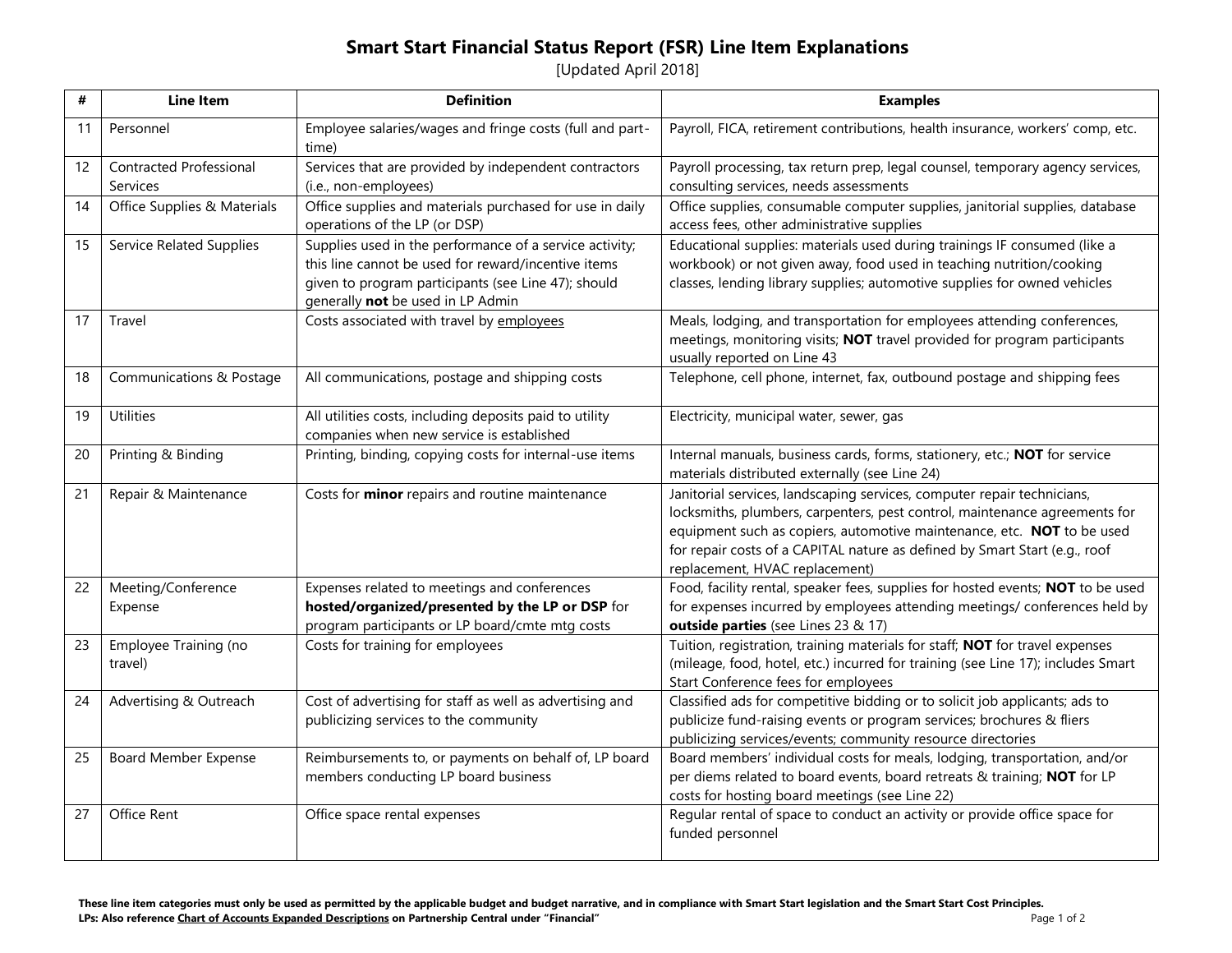# Smart Start Financial Status Report (FSR) Line Item Explanations

[Updated April 2018]

| # | Line Item | Definition | Examples |
|---|---|---|---|
| 11 | Personnel | Employee salaries/wages and fringe costs (full and part-time) | Payroll, FICA, retirement contributions, health insurance, workers' comp, etc. |
| 12 | Contracted Professional Services | Services that are provided by independent contractors (i.e., non-employees) | Payroll processing, tax return prep, legal counsel, temporary agency services, consulting services, needs assessments |
| 14 | Office Supplies & Materials | Office supplies and materials purchased for use in daily operations of the LP (or DSP) | Office supplies, consumable computer supplies, janitorial supplies, database access fees, other administrative supplies |
| 15 | Service Related Supplies | Supplies used in the performance of a service activity; this line cannot be used for reward/incentive items given to program participants (see Line 47); should generally **not** be used in LP Admin | Educational supplies: materials used during trainings IF consumed (like a workbook) or not given away, food used in teaching nutrition/cooking classes, lending library supplies; automotive supplies for owned vehicles |
| 17 | Travel | Costs associated with travel by employees | Meals, lodging, and transportation for employees attending conferences, meetings, monitoring visits; **NOT** travel provided for program participants usually reported on Line 43 |
| 18 | Communications & Postage | All communications, postage and shipping costs | Telephone, cell phone, internet, fax, outbound postage and shipping fees |
| 19 | Utilities | All utilities costs, including deposits paid to utility companies when new service is established | Electricity, municipal water, sewer, gas |
| 20 | Printing & Binding | Printing, binding, copying costs for internal-use items | Internal manuals, business cards, forms, stationery, etc.; **NOT** for service materials distributed externally (see Line 24) |
| 21 | Repair & Maintenance | Costs for **minor** repairs and routine maintenance | Janitorial services, landscaping services, computer repair technicians, locksmiths, plumbers, carpenters, pest control, maintenance agreements for equipment such as copiers, automotive maintenance, etc. **NOT** to be used for repair costs of a CAPITAL nature as defined by Smart Start (e.g., roof replacement, HVAC replacement) |
| 22 | Meeting/Conference Expense | Expenses related to meetings and conferences **hosted/organized/presented by the LP or DSP** for program participants or LP board/cmte mtg costs | Food, facility rental, speaker fees, supplies for hosted events; **NOT** to be used for expenses incurred by employees attending meetings/ conferences held by **outside parties** (see Lines 23 & 17) |
| 23 | Employee Training (no travel) | Costs for training for employees | Tuition, registration, training materials for staff; **NOT** for travel expenses (mileage, food, hotel, etc.) incurred for training (see Line 17); includes Smart Start Conference fees for employees |
| 24 | Advertising & Outreach | Cost of advertising for staff as well as advertising and publicizing services to the community | Classified ads for competitive bidding or to solicit job applicants; ads to publicize fund-raising events or program services; brochures & fliers publicizing services/events; community resource directories |
| 25 | Board Member Expense | Reimbursements to, or payments on behalf of, LP board members conducting LP board business | Board members' individual costs for meals, lodging, transportation, and/or per diems related to board events, board retreats & training; **NOT** for LP costs for hosting board meetings (see Line 22) |
| 27 | Office Rent | Office space rental expenses | Regular rental of space to conduct an activity or provide office space for funded personnel |

**These line item categories must only be used as permitted by the applicable budget and budget narrative, and in compliance with Smart Start legislation and the Smart Start Cost Principles.**
**LPs: Also reference Chart of Accounts Expanded Descriptions on Partnership Central under "Financial"**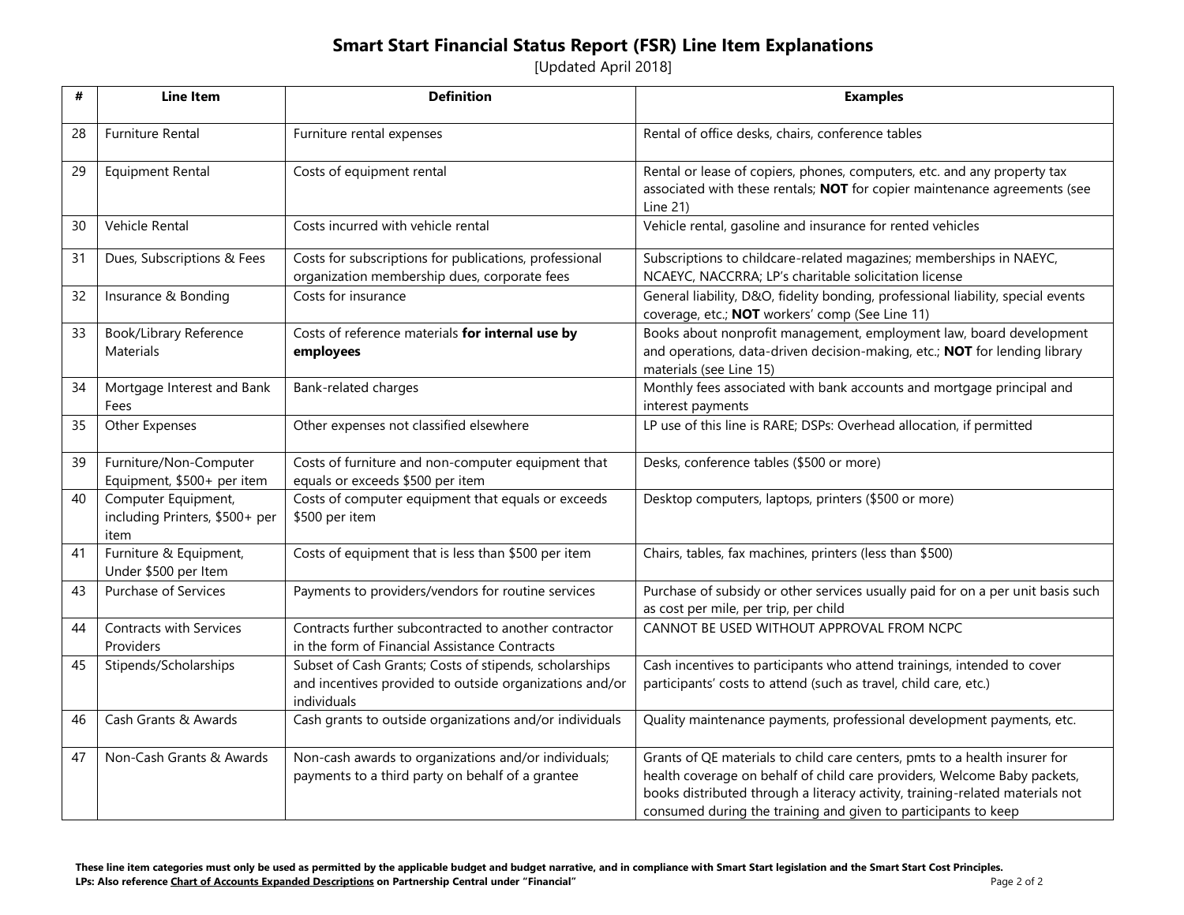# Smart Start Financial Status Report (FSR) Line Item Explanations

[Updated April 2018]

| # | Line Item | Definition | Examples |
|---|---|---|---|
| 28 | Furniture Rental | Furniture rental expenses | Rental of office desks, chairs, conference tables |
| 29 | Equipment Rental | Costs of equipment rental | Rental or lease of copiers, phones, computers, etc. and any property tax associated with these rentals; **NOT** for copier maintenance agreements (see Line 21) |
| 30 | Vehicle Rental | Costs incurred with vehicle rental | Vehicle rental, gasoline and insurance for rented vehicles |
| 31 | Dues, Subscriptions & Fees | Costs for subscriptions for publications, professional organization membership dues, corporate fees | Subscriptions to childcare-related magazines; memberships in NAEYC, NCAEYC, NACCRRA; LP's charitable solicitation license |
| 32 | Insurance & Bonding | Costs for insurance | General liability, D&O, fidelity bonding, professional liability, special events coverage, etc.; **NOT** workers' comp (See Line 11) |
| 33 | Book/Library Reference Materials | Costs of reference materials **for internal use by employees** | Books about nonprofit management, employment law, board development and operations, data-driven decision-making, etc.; **NOT** for lending library materials (see Line 15) |
| 34 | Mortgage Interest and Bank Fees | Bank-related charges | Monthly fees associated with bank accounts and mortgage principal and interest payments |
| 35 | Other Expenses | Other expenses not classified elsewhere | LP use of this line is RARE; DSPs: Overhead allocation, if permitted |
| 39 | Furniture/Non-Computer Equipment, $500+ per item | Costs of furniture and non-computer equipment that equals or exceeds $500 per item | Desks, conference tables ($500 or more) |
| 40 | Computer Equipment, including Printers, $500+ per item | Costs of computer equipment that equals or exceeds $500 per item | Desktop computers, laptops, printers ($500 or more) |
| 41 | Furniture & Equipment, Under $500 per Item | Costs of equipment that is less than $500 per item | Chairs, tables, fax machines, printers (less than $500) |
| 43 | Purchase of Services | Payments to providers/vendors for routine services | Purchase of subsidy or other services usually paid for on a per unit basis such as cost per mile, per trip, per child |
| 44 | Contracts with Services Providers | Contracts further subcontracted to another contractor in the form of Financial Assistance Contracts | CANNOT BE USED WITHOUT APPROVAL FROM NCPC |
| 45 | Stipends/Scholarships | Subset of Cash Grants; Costs of stipends, scholarships and incentives provided to outside organizations and/or individuals | Cash incentives to participants who attend trainings, intended to cover participants' costs to attend (such as travel, child care, etc.) |
| 46 | Cash Grants & Awards | Cash grants to outside organizations and/or individuals | Quality maintenance payments, professional development payments, etc. |
| 47 | Non-Cash Grants & Awards | Non-cash awards to organizations and/or individuals; payments to a third party on behalf of a grantee | Grants of QE materials to child care centers, pmts to a health insurer for health coverage on behalf of child care providers, Welcome Baby packets, books distributed through a literacy activity, training-related materials not consumed during the training and given to participants to keep |

**These line item categories must only be used as permitted by the applicable budget and budget narrative, and in compliance with Smart Start legislation and the Smart Start Cost Principles.**
**LPs: Also reference Chart of Accounts Expanded Descriptions on Partnership Central under "Financial"**